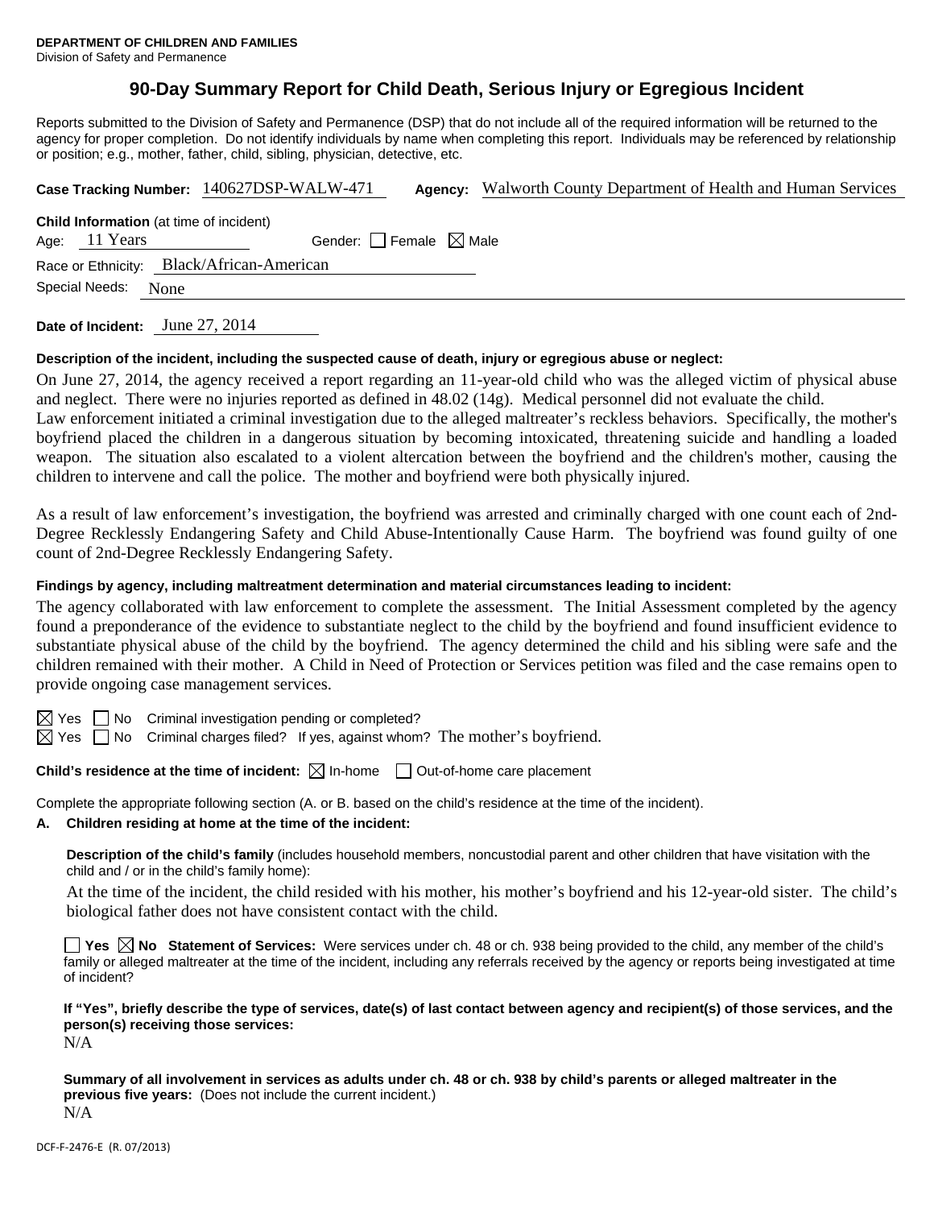**DEPARTMENT OF CHILDREN AND FAMILIES**
Division of Safety and Permanence

# 90-Day Summary Report for Child Death, Serious Injury or Egregious Incident

Reports submitted to the Division of Safety and Permanence (DSP) that do not include all of the required information will be returned to the agency for proper completion. Do not identify individuals by name when completing this report. Individuals may be referenced by relationship or position; e.g., mother, father, child, sibling, physician, detective, etc.

**Case Tracking Number:** 140627DSP-WALW-471 **Agency:** Walworth County Department of Health and Human Services

**Child Information** (at time of incident)
Age: 11 Years Gender: ☐ Female ☒ Male
Race or Ethnicity: Black/African-American
Special Needs: None

**Date of Incident:** June 27, 2014

**Description of the incident, including the suspected cause of death, injury or egregious abuse or neglect:**

On June 27, 2014, the agency received a report regarding an 11-year-old child who was the alleged victim of physical abuse and neglect. There were no injuries reported as defined in 48.02 (14g). Medical personnel did not evaluate the child.
Law enforcement initiated a criminal investigation due to the alleged maltreater's reckless behaviors. Specifically, the mother's boyfriend placed the children in a dangerous situation by becoming intoxicated, threatening suicide and handling a loaded weapon. The situation also escalated to a violent altercation between the boyfriend and the children's mother, causing the children to intervene and call the police. The mother and boyfriend were both physically injured.

As a result of law enforcement's investigation, the boyfriend was arrested and criminally charged with one count each of 2nd-Degree Recklessly Endangering Safety and Child Abuse-Intentionally Cause Harm. The boyfriend was found guilty of one count of 2nd-Degree Recklessly Endangering Safety.

**Findings by agency, including maltreatment determination and material circumstances leading to incident:**

The agency collaborated with law enforcement to complete the assessment. The Initial Assessment completed by the agency found a preponderance of the evidence to substantiate neglect to the child by the boyfriend and found insufficient evidence to substantiate physical abuse of the child by the boyfriend. The agency determined the child and his sibling were safe and the children remained with their mother. A Child in Need of Protection or Services petition was filed and the case remains open to provide ongoing case management services.

☒ Yes ☐ No Criminal investigation pending or completed?
☒ Yes ☐ No Criminal charges filed? If yes, against whom? The mother's boyfriend.

**Child's residence at the time of incident:** ☒ In-home ☐ Out-of-home care placement

Complete the appropriate following section (A. or B. based on the child's residence at the time of the incident).

**A. Children residing at home at the time of the incident:**

**Description of the child's family** (includes household members, noncustodial parent and other children that have visitation with the child and / or in the child's family home):

At the time of the incident, the child resided with his mother, his mother's boyfriend and his 12-year-old sister. The child's biological father does not have consistent contact with the child.

☐ **Yes** ☒ **No Statement of Services:** Were services under ch. 48 or ch. 938 being provided to the child, any member of the child's family or alleged maltreater at the time of the incident, including any referrals received by the agency or reports being investigated at time of incident?

**If "Yes", briefly describe the type of services, date(s) of last contact between agency and recipient(s) of those services, and the person(s) receiving those services:**
N/A

**Summary of all involvement in services as adults under ch. 48 or ch. 938 by child's parents or alleged maltreater in the previous five years:** (Does not include the current incident.)
N/A

DCF-F-2476-E (R. 07/2013)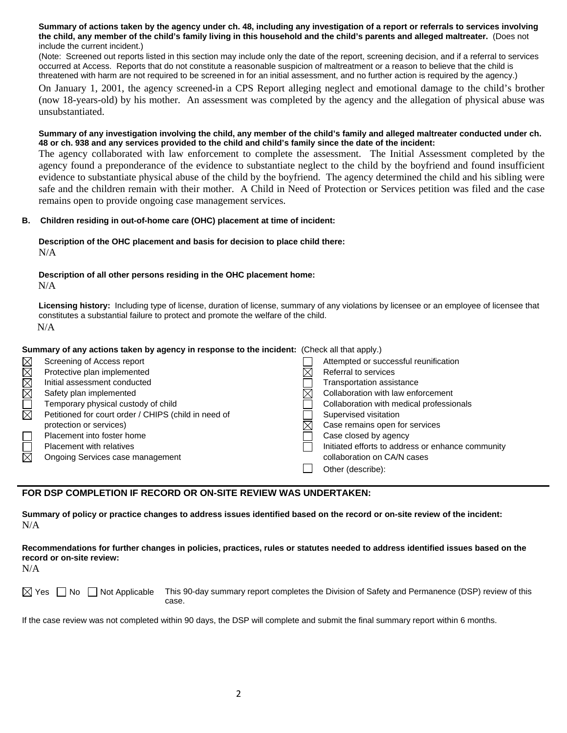**Summary of actions taken by the agency under ch. 48, including any investigation of a report or referrals to services involving the child, any member of the child's family living in this household and the child's parents and alleged maltreater.** (Does not include the current incident.)

(Note: Screened out reports listed in this section may include only the date of the report, screening decision, and if a referral to services occurred at Access. Reports that do not constitute a reasonable suspicion of maltreatment or a reason to believe that the child is threatened with harm are not required to be screened in for an initial assessment, and no further action is required by the agency.)

On January 1, 2001, the agency screened-in a CPS Report alleging neglect and emotional damage to the child's brother (now 18-years-old) by his mother. An assessment was completed by the agency and the allegation of physical abuse was unsubstantiated.

**Summary of any investigation involving the child, any member of the child's family and alleged maltreater conducted under ch. 48 or ch. 938 and any services provided to the child and child's family since the date of the incident:**

The agency collaborated with law enforcement to complete the assessment. The Initial Assessment completed by the agency found a preponderance of the evidence to substantiate neglect to the child by the boyfriend and found insufficient evidence to substantiate physical abuse of the child by the boyfriend. The agency determined the child and his sibling were safe and the children remain with their mother. A Child in Need of Protection or Services petition was filed and the case remains open to provide ongoing case management services.

**B. Children residing in out-of-home care (OHC) placement at time of incident:**

**Description of the OHC placement and basis for decision to place child there:**
N/A

**Description of all other persons residing in the OHC placement home:**
N/A

**Licensing history:** Including type of license, duration of license, summary of any violations by licensee or an employee of licensee that constitutes a substantial failure to protect and promote the welfare of the child.
N/A

**Summary of any actions taken by agency in response to the incident:** (Check all that apply.)

- ☒ Screening of Access report
- ☒ Protective plan implemented
- ☒ Initial assessment conducted
- ☒ Safety plan implemented
- ☐ Temporary physical custody of child
- ☒ Petitioned for court order / CHIPS (child in need of protection or services)
- ☐ Placement into foster home
- ☐ Placement with relatives
- ☒ Ongoing Services case management
- ☐ Attempted or successful reunification
- ☒ Referral to services
- ☐ Transportation assistance
- ☒ Collaboration with law enforcement
- ☐ Collaboration with medical professionals
- ☐ Supervised visitation
- ☒ Case remains open for services
- ☐ Case closed by agency
- ☐ Initiated efforts to address or enhance community collaboration on CA/N cases
- ☐ Other (describe):

## FOR DSP COMPLETION IF RECORD OR ON-SITE REVIEW WAS UNDERTAKEN:

**Summary of policy or practice changes to address issues identified based on the record or on-site review of the incident:**
N/A

**Recommendations for further changes in policies, practices, rules or statutes needed to address identified issues based on the record or on-site review:**
N/A

☒ Yes ☐ No ☐ Not Applicable This 90-day summary report completes the Division of Safety and Permanence (DSP) review of this case.

If the case review was not completed within 90 days, the DSP will complete and submit the final summary report within 6 months.